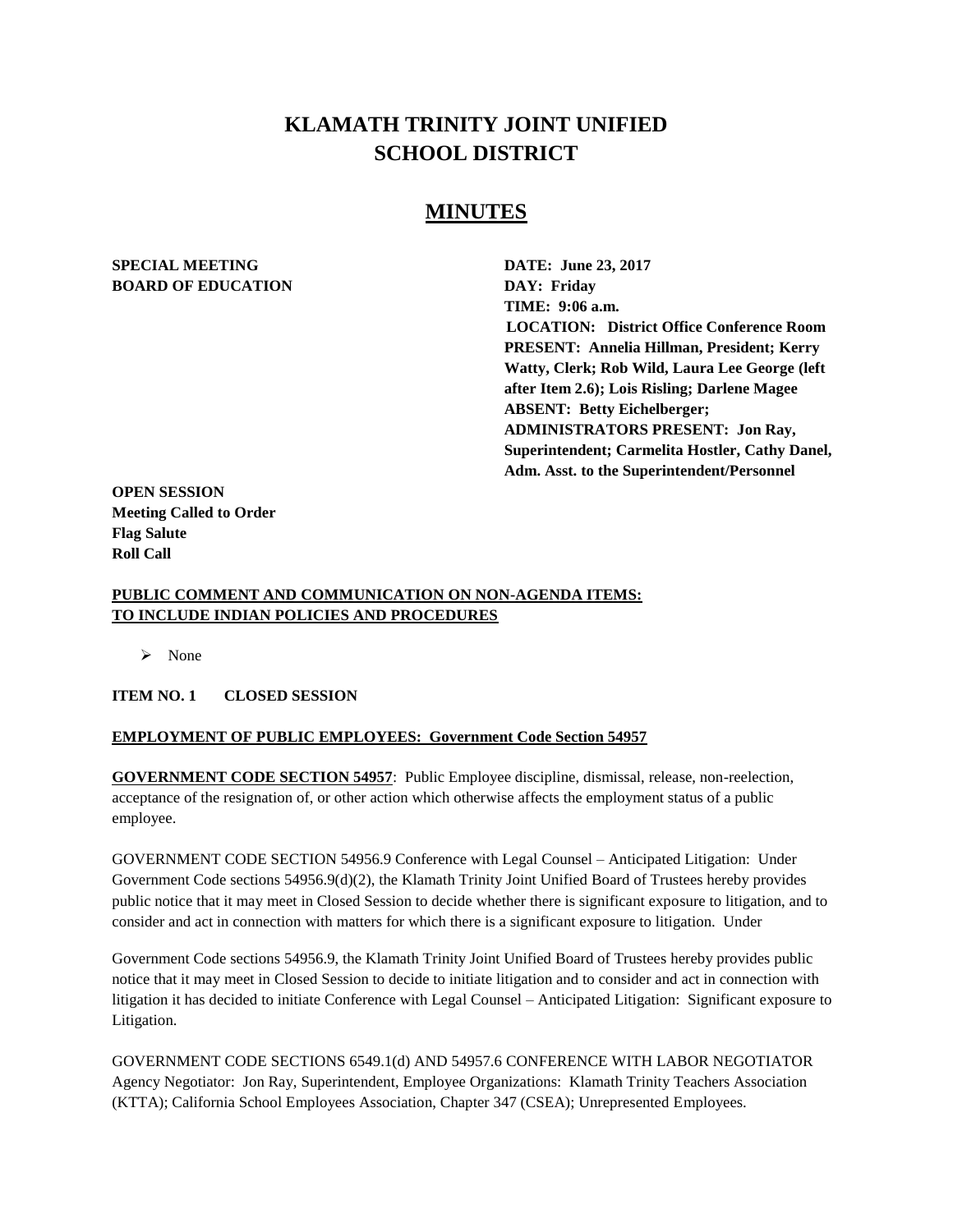# KLAMATH TRINITY JOINT UNIFIED SCHOOL DISTRICT

## MINUTES

**SPECIAL MEETING**
**BOARD OF EDUCATION**

**DATE: June 23, 2017**
**DAY: Friday**
**TIME: 9:06 a.m.**
**LOCATION: District Office Conference Room**
**PRESENT: Annelia Hillman, President; Kerry Watty, Clerk; Rob Wild, Laura Lee George (left after Item 2.6); Lois Risling; Darlene Magee**
**ABSENT: Betty Eichelberger;**
**ADMINISTRATORS PRESENT: Jon Ray, Superintendent; Carmelita Hostler, Cathy Danel, Adm. Asst. to the Superintendent/Personnel**

**OPEN SESSION**
**Meeting Called to Order**
**Flag Salute**
**Roll Call**

**PUBLIC COMMENT AND COMMUNICATION ON NON-AGENDA ITEMS: TO INCLUDE INDIAN POLICIES AND PROCEDURES**

- None

**ITEM NO. 1 CLOSED SESSION**

**EMPLOYMENT OF PUBLIC EMPLOYEES: Government Code Section 54957**

**GOVERNMENT CODE SECTION 54957**: Public Employee discipline, dismissal, release, non-reelection, acceptance of the resignation of, or other action which otherwise affects the employment status of a public employee.

GOVERNMENT CODE SECTION 54956.9 Conference with Legal Counsel – Anticipated Litigation: Under Government Code sections 54956.9(d)(2), the Klamath Trinity Joint Unified Board of Trustees hereby provides public notice that it may meet in Closed Session to decide whether there is significant exposure to litigation, and to consider and act in connection with matters for which there is a significant exposure to litigation. Under

Government Code sections 54956.9, the Klamath Trinity Joint Unified Board of Trustees hereby provides public notice that it may meet in Closed Session to decide to initiate litigation and to consider and act in connection with litigation it has decided to initiate Conference with Legal Counsel – Anticipated Litigation: Significant exposure to Litigation.

GOVERNMENT CODE SECTIONS 6549.1(d) AND 54957.6 CONFERENCE WITH LABOR NEGOTIATOR Agency Negotiator: Jon Ray, Superintendent, Employee Organizations: Klamath Trinity Teachers Association (KTTA); California School Employees Association, Chapter 347 (CSEA); Unrepresented Employees.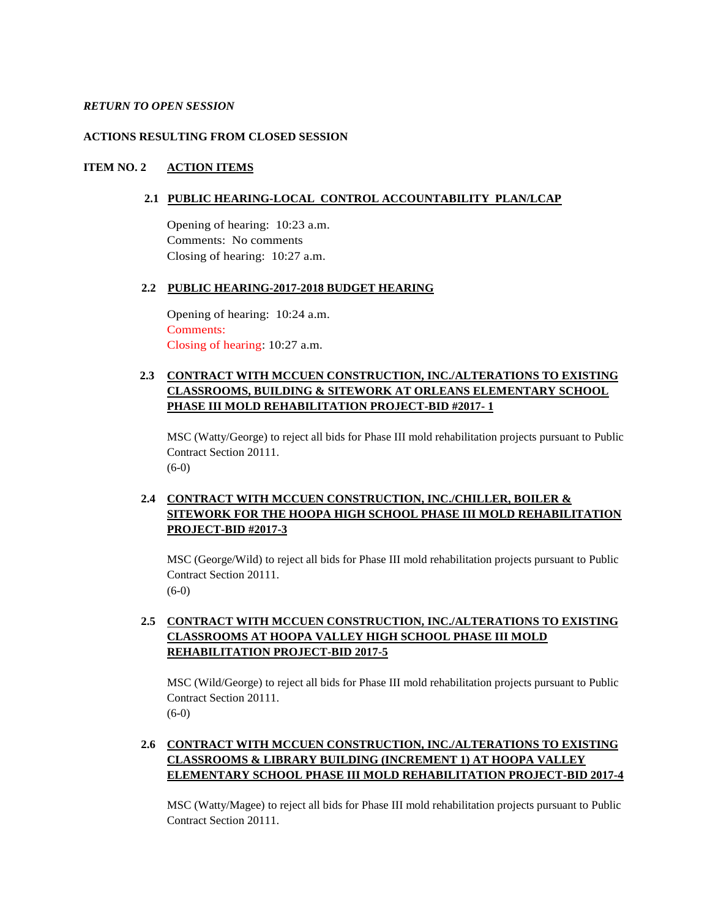*RETURN TO OPEN SESSION*

**ACTIONS RESULTING FROM CLOSED SESSION**

**ITEM NO. 2 ACTION ITEMS**

**2.1 PUBLIC HEARING-LOCAL CONTROL ACCOUNTABILITY PLAN/LCAP**

Opening of hearing: 10:23 a.m.
Comments: No comments
Closing of hearing: 10:27 a.m.

**2.2 PUBLIC HEARING-2017-2018 BUDGET HEARING**

Opening of hearing: 10:24 a.m.
Comments:
Closing of hearing: 10:27 a.m.

**2.3 CONTRACT WITH MCCUEN CONSTRUCTION, INC./ALTERATIONS TO EXISTING CLASSROOMS, BUILDING & SITEWORK AT ORLEANS ELEMENTARY SCHOOL PHASE III MOLD REHABILITATION PROJECT-BID #2017- 1**

MSC (Watty/George) to reject all bids for Phase III mold rehabilitation projects pursuant to Public Contract Section 20111.
(6-0)

**2.4 CONTRACT WITH MCCUEN CONSTRUCTION, INC./CHILLER, BOILER & SITEWORK FOR THE HOOPA HIGH SCHOOL PHASE III MOLD REHABILITATION PROJECT-BID #2017-3**

MSC (George/Wild) to reject all bids for Phase III mold rehabilitation projects pursuant to Public Contract Section 20111.
(6-0)

**2.5 CONTRACT WITH MCCUEN CONSTRUCTION, INC./ALTERATIONS TO EXISTING CLASSROOMS AT HOOPA VALLEY HIGH SCHOOL PHASE III MOLD REHABILITATION PROJECT-BID 2017-5**

MSC (Wild/George) to reject all bids for Phase III mold rehabilitation projects pursuant to Public Contract Section 20111.
(6-0)

**2.6 CONTRACT WITH MCCUEN CONSTRUCTION, INC./ALTERATIONS TO EXISTING CLASSROOMS & LIBRARY BUILDING (INCREMENT 1) AT HOOPA VALLEY ELEMENTARY SCHOOL PHASE III MOLD REHABILITATION PROJECT-BID 2017-4**

MSC (Watty/Magee) to reject all bids for Phase III mold rehabilitation projects pursuant to Public Contract Section 20111.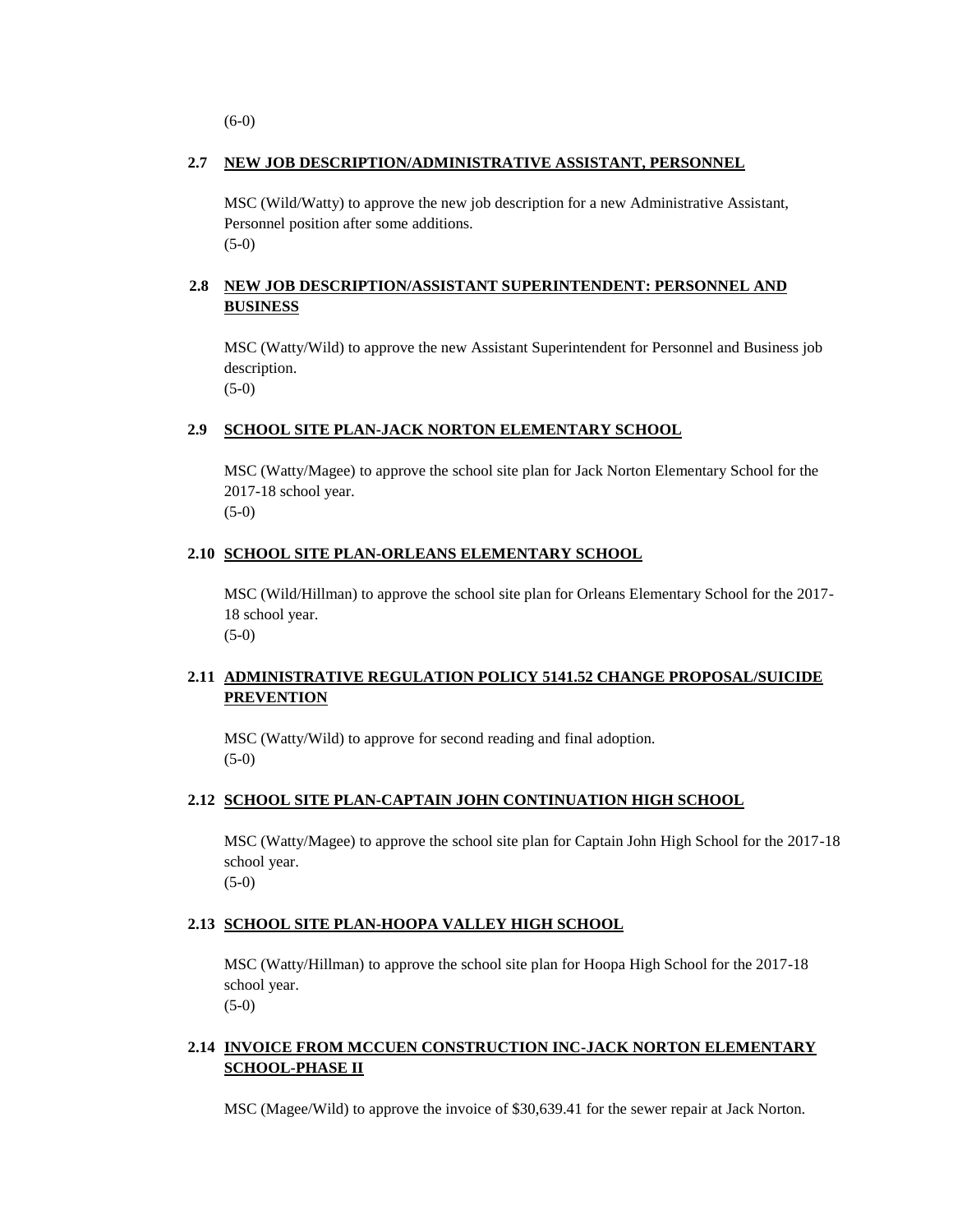(6-0)

### 2.7 NEW JOB DESCRIPTION/ADMINISTRATIVE ASSISTANT, PERSONNEL

MSC (Wild/Watty) to approve the new job description for a new Administrative Assistant, Personnel position after some additions.
(5-0)

### 2.8 NEW JOB DESCRIPTION/ASSISTANT SUPERINTENDENT: PERSONNEL AND BUSINESS

MSC (Watty/Wild) to approve the new Assistant Superintendent for Personnel and Business job description.
(5-0)

### 2.9 SCHOOL SITE PLAN-JACK NORTON ELEMENTARY SCHOOL

MSC (Watty/Magee) to approve the school site plan for Jack Norton Elementary School for the 2017-18 school year.
(5-0)

### 2.10 SCHOOL SITE PLAN-ORLEANS ELEMENTARY SCHOOL

MSC (Wild/Hillman) to approve the school site plan for Orleans Elementary School for the 2017-18 school year.
(5-0)

### 2.11 ADMINISTRATIVE REGULATION POLICY 5141.52 CHANGE PROPOSAL/SUICIDE PREVENTION

MSC (Watty/Wild) to approve for second reading and final adoption.
(5-0)

### 2.12 SCHOOL SITE PLAN-CAPTAIN JOHN CONTINUATION HIGH SCHOOL

MSC (Watty/Magee) to approve the school site plan for Captain John High School for the 2017-18 school year.
(5-0)

### 2.13 SCHOOL SITE PLAN-HOOPA VALLEY HIGH SCHOOL

MSC (Watty/Hillman) to approve the school site plan for Hoopa High School for the 2017-18 school year.
(5-0)

### 2.14 INVOICE FROM MCCUEN CONSTRUCTION INC-JACK NORTON ELEMENTARY SCHOOL-PHASE II

MSC (Magee/Wild) to approve the invoice of $30,639.41 for the sewer repair at Jack Norton.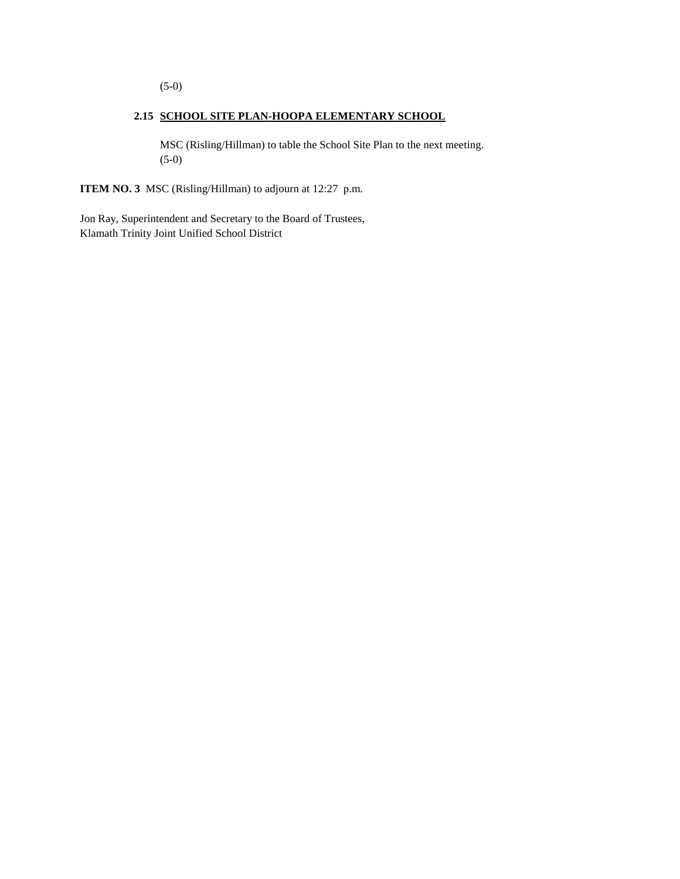(5-0)

**2.15 <u>SCHOOL SITE PLAN-HOOPA ELEMENTARY SCHOOL</u>**

MSC (Risling/Hillman) to table the School Site Plan to the next meeting.
(5-0)

**ITEM NO. 3** MSC (Risling/Hillman) to adjourn at 12:27 p.m.

Jon Ray, Superintendent and Secretary to the Board of Trustees,
Klamath Trinity Joint Unified School District